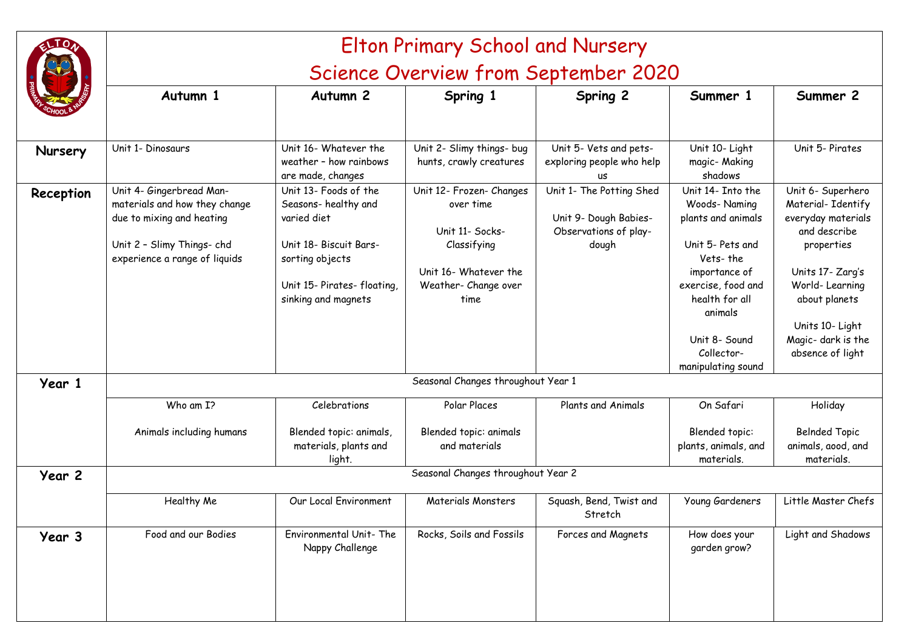# Elton Primary School and Nursery
## Science Overview from September 2020

| | Autumn 1 | Autumn 2 | Spring 1 | Spring 2 | Summer 1 | Summer 2 |
|---|---|---|---|---|---|---|
| **Nursery** | Unit 1- Dinosaurs | Unit 16- Whatever the weather – how rainbows are made, changes | Unit 2- Slimy things- bug hunts, crawly creatures | Unit 5- Vets and pets- exploring people who help us | Unit 10- Light magic- Making shadows | Unit 5- Pirates |
| **Reception** | Unit 4- Gingerbread Man- materials and how they change due to mixing and heating<br><br>Unit 2 – Slimy Things- chd experience a range of liquids | Unit 13- Foods of the Seasons- healthy and varied diet<br><br>Unit 18- Biscuit Bars- sorting objects<br><br>Unit 15- Pirates- floating, sinking and magnets | Unit 12- Frozen- Changes over time<br><br>Unit 11- Socks- Classifying<br><br>Unit 16- Whatever the Weather- Change over time | Unit 1- The Potting Shed<br><br>Unit 9- Dough Babies- Observations of play-dough | Unit 14- Into the Woods- Naming plants and animals<br><br>Unit 5- Pets and Vets- the importance of exercise, food and health for all animals<br><br>Unit 8- Sound Collector- manipulating sound | Unit 6- Superhero Material- Identify everyday materials and describe properties<br><br>Units 17- Zarg's World- Learning about planets<br><br>Units 10- Light Magic- dark is the absence of light |
| **Year 1** | Seasonal Changes throughout Year 1 | | | | | |
| | Who am I?<br><br>Animals including humans | Celebrations<br><br>Blended topic: animals, materials, plants and light. | Polar Places<br><br>Blended topic: animals and materials | Plants and Animals | On Safari<br><br>Blended topic: plants, animals, and materials. | Holiday<br><br>Belnded Topic animals, aood, and materials. |
| **Year 2** | Seasonal Changes throughout Year 2 | | | | | |
| | Healthy Me | Our Local Environment | Materials Monsters | Squash, Bend, Twist and Stretch | Young Gardeners | Little Master Chefs |
| **Year 3** | Food and our Bodies | Environmental Unit- The Nappy Challenge | Rocks, Soils and Fossils | Forces and Magnets | How does your garden grow? | Light and Shadows |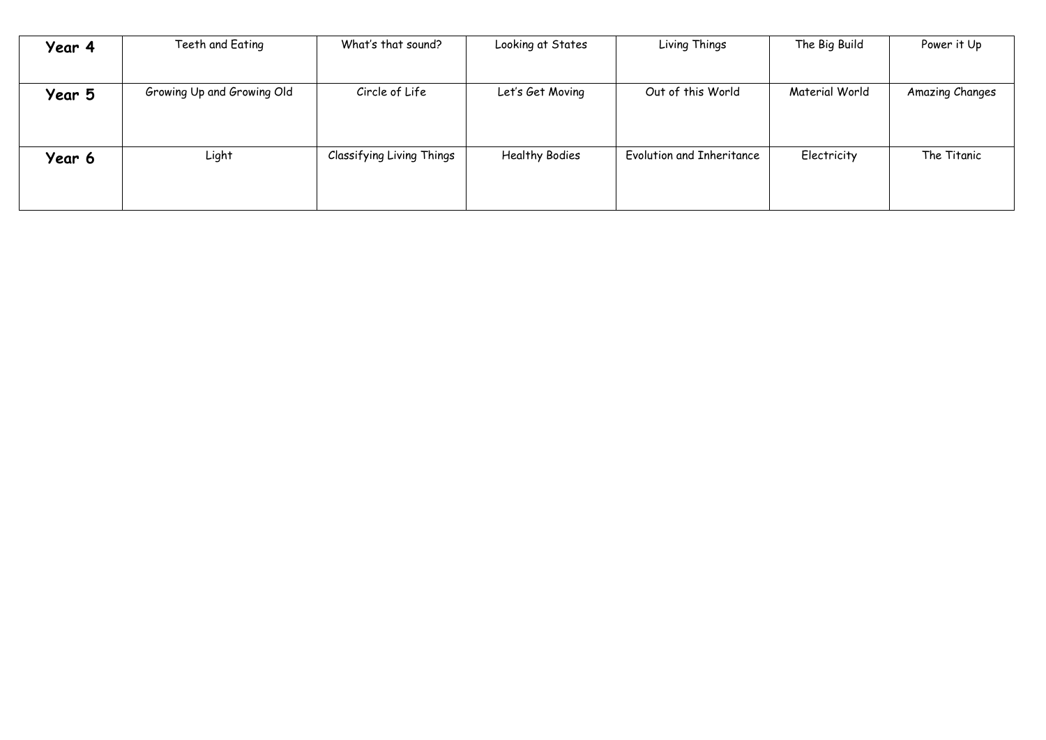| | | | | | | |
|---|---|---|---|---|---|---|
| **Year 4** | Teeth and Eating | What's that sound? | Looking at States | Living Things | The Big Build | Power it Up |
| **Year 5** | Growing Up and Growing Old | Circle of Life | Let's Get Moving | Out of this World | Material World | Amazing Changes |
| **Year 6** | Light | Classifying Living Things | Healthy Bodies | Evolution and Inheritance | Electricity | The Titanic |